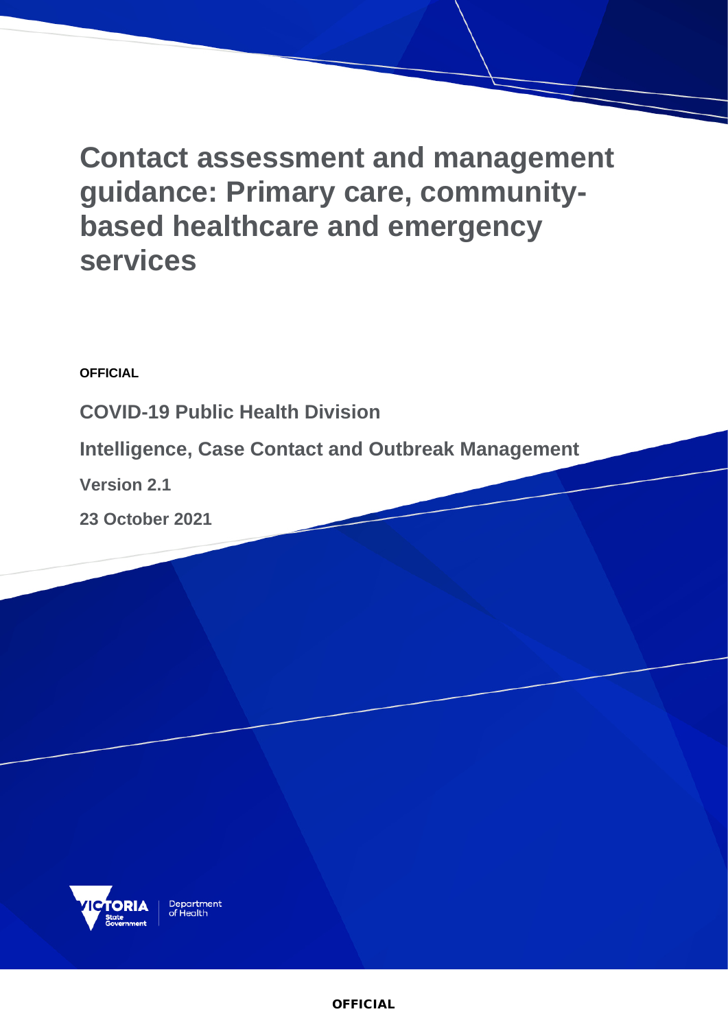# Contact assessment and management guidance: Primary care, community-based healthcare and emergency services

**OFFICIAL**

**COVID-19 Public Health Division**

**Intelligence, Case Contact and Outbreak Management**

**Version 2.1**

**23 October 2021**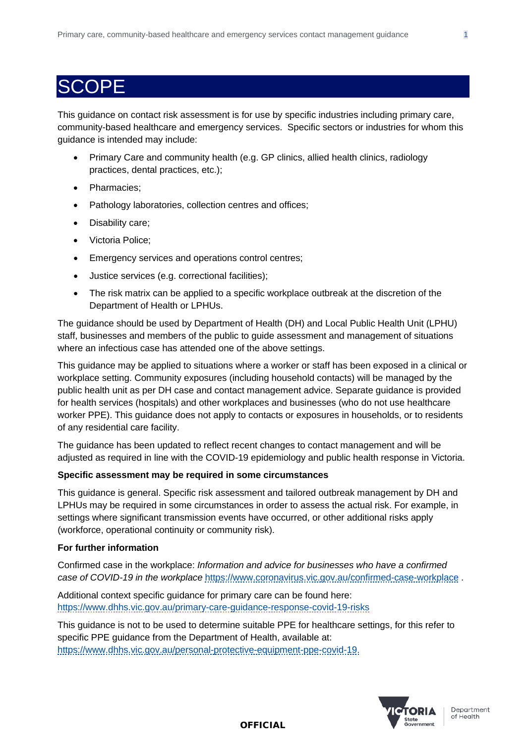# SCOPE

This guidance on contact risk assessment is for use by specific industries including primary care, community-based healthcare and emergency services. Specific sectors or industries for whom this guidance is intended may include:

- Primary Care and community health (e.g. GP clinics, allied health clinics, radiology practices, dental practices, etc.);
- Pharmacies;
- Pathology laboratories, collection centres and offices;
- Disability care;
- Victoria Police;
- Emergency services and operations control centres;
- Justice services (e.g. correctional facilities);
- The risk matrix can be applied to a specific workplace outbreak at the discretion of the Department of Health or LPHUs.

The guidance should be used by Department of Health (DH) and Local Public Health Unit (LPHU) staff, businesses and members of the public to guide assessment and management of situations where an infectious case has attended one of the above settings.

This guidance may be applied to situations where a worker or staff has been exposed in a clinical or workplace setting. Community exposures (including household contacts) will be managed by the public health unit as per DH case and contact management advice. Separate guidance is provided for health services (hospitals) and other workplaces and businesses (who do not use healthcare worker PPE). This guidance does not apply to contacts or exposures in households, or to residents of any residential care facility.

The guidance has been updated to reflect recent changes to contact management and will be adjusted as required in line with the COVID-19 epidemiology and public health response in Victoria.

**Specific assessment may be required in some circumstances**

This guidance is general. Specific risk assessment and tailored outbreak management by DH and LPHUs may be required in some circumstances in order to assess the actual risk. For example, in settings where significant transmission events have occurred, or other additional risks apply (workforce, operational continuity or community risk).

**For further information**

Confirmed case in the workplace: *Information and advice for businesses who have a confirmed case of COVID-19 in the workplace* https://www.coronavirus.vic.gov.au/confirmed-case-workplace .

Additional context specific guidance for primary care can be found here: https://www.dhhs.vic.gov.au/primary-care-guidance-response-covid-19-risks

This guidance is not to be used to determine suitable PPE for healthcare settings, for this refer to specific PPE guidance from the Department of Health, available at: https://www.dhhs.vic.gov.au/personal-protective-equipment-ppe-covid-19.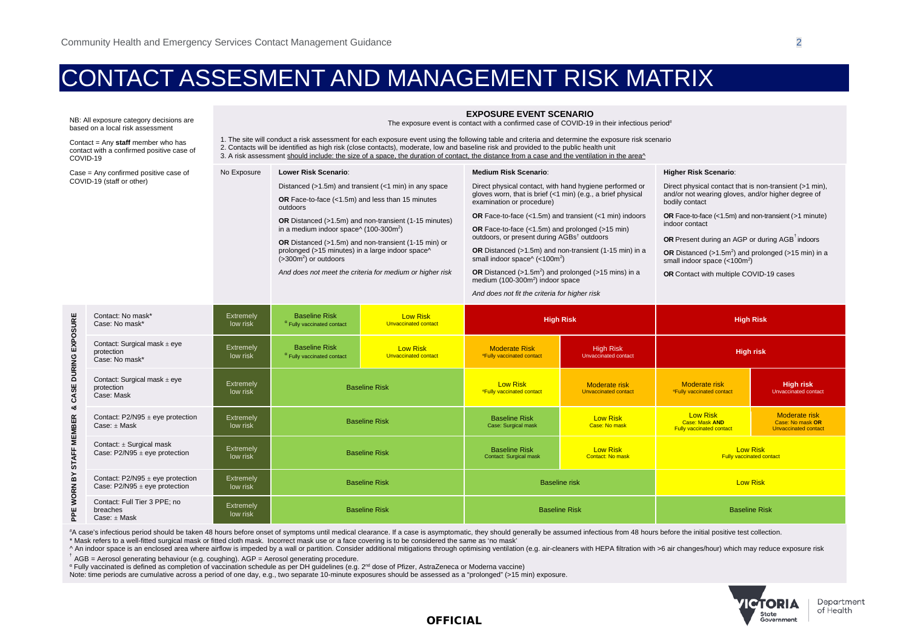# CONTACT ASSESMENT AND MANAGEMENT RISK MATRIX

NB: All exposure category decisions are based on a local risk assessment

Contact = Any **staff** member who has contact with a confirmed positive case of COVID-19

Case = Any confirmed positive case of COVID-19 (staff or other)

**EXPOSURE EVENT SCENARIO**

The exposure event is contact with a confirmed case of COVID-19 in their infectious period#

1. The site will conduct a risk assessment for each exposure event using the following table and criteria and determine the exposure risk scenario
2. Contacts will be identified as high risk (close contacts), moderate, low and baseline risk and provided to the public health unit
3. A risk assessment should include: the size of a space, the duration of contact, the distance from a case and the ventilation in the area^

| | No Exposure | **Lower Risk Scenario**: | | **Medium Risk Scenario**: | | **Higher Risk Scenario**: | |
|---|---|---|---|---|---|---|---|
| | | Distanced (>1.5m) and transient (<1 min) in any space<br>**OR** Face-to-face (<1.5m) and less than 15 minutes outdoors<br>**OR** Distanced (>1.5m) and non-transient (1-15 minutes) in a medium indoor space^ (100-300m$^2$)<br>**OR** Distanced (>1.5m) and non-transient (1-15 min) or prolonged (>15 minutes) in a large indoor space^ (>300m$^2$) or outdoors<br>*And does not meet the criteria for medium or higher risk* | | Direct physical contact, with hand hygiene performed or gloves worn, that is brief (<1 min) (e.g., a brief physical examination or procedure)<br>**OR** Face-to-face (<1.5m) and transient (<1 min) indoors<br>**OR** Face-to-face (<1.5m) and prolonged (>15 min) outdoors, or present during AGBs† outdoors<br>**OR** Distanced (>1.5m) and non-transient (1-15 min) in a small indoor space^ (<100m$^2$)<br>**OR** Distanced (>1.5m$^2$) and prolonged (>15 mins) in a medium (100-300m$^2$) indoor space<br>*And does not fit the criteria for higher risk* | | Direct physical contact that is non-transient (>1 min), and/or not wearing gloves, and/or higher degree of bodily contact<br>**OR** Face-to-face (<1.5m) and non-transient (>1 minute) indoor contact<br>**OR** Present during an AGP or during AGB† indoors<br>**OR** Distanced (>1.5m$^2$) and prolonged (>15 min) in a small indoor space (<100m$^2$)<br>**OR** Contact with multiple COVID-19 cases | |
| **PPE WORN BY STAFF MEMBER & CASE DURING EXPOSURE** | | | | | | | |
| Contact: No mask*<br>Case: No mask* | Extremely low risk | Baseline Risk<br>º Fully vaccinated contact | Low Risk<br>Unvaccinated contact | High Risk | | High Risk | |
| Contact: Surgical mask ± eye protection<br>Case: No mask* | Extremely low risk | Baseline Risk<br>º Fully vaccinated contact | Low Risk<br>Unvaccinated contact | Moderate Risk<br>ºFully vaccinated contact | High Risk<br>Unvaccinated contact | High risk | |
| Contact: Surgical mask ± eye protection<br>Case: Mask | Extremely low risk | Baseline Risk | | Low Risk<br>ºFully vaccinated contact | Moderate risk<br>Unvaccinated contact | Moderate risk<br>ºFully vaccinated contact | High risk<br>Unvaccinated contact |
| Contact: P2/N95 ± eye protection<br>Case: ± Mask | Extremely low risk | Baseline Risk | | Baseline Risk<br>Case: Surgical mask | Low Risk<br>Case: No mask | Low Risk<br>Case: Mask **AND** Fully vaccinated contact | Moderate risk<br>Case: No mask **OR** Unvaccinated contact |
| Contact: ± Surgical mask<br>Case: P2/N95 ± eye protection | Extremely low risk | Baseline Risk | | Baseline Risk<br>Contact: Surgical mask | Low Risk<br>Contact: No mask | Low Risk<br>Fully vaccinated contact | |
| Contact: P2/N95 ± eye protection<br>Case: P2/N95 ± eye protection | Extremely low risk | Baseline Risk | | Baseline risk | | Low Risk | |
| Contact: Full Tier 3 PPE; no breaches<br>Case: ± Mask | Extremely low risk | Baseline Risk | | Baseline Risk | | Baseline Risk | |

#A case's infectious period should be taken 48 hours before onset of symptoms until medical clearance. If a case is asymptomatic, they should generally be assumed infectious from 48 hours before the initial positive test collection.

\* Mask refers to a well-fitted surgical mask or fitted cloth mask. Incorrect mask use or a face covering is to be considered the same as 'no mask'

^ An indoor space is an enclosed area where airflow is impeded by a wall or partition. Consider additional mitigations through optimising ventilation (e.g. air-cleaners with HEPA filtration with >6 air changes/hour) which may reduce exposure risk

† AGB = Aerosol generating behaviour (e.g. coughing). AGP = Aerosol generating procedure.

º Fully vaccinated is defined as completion of vaccination schedule as per DH guidelines (e.g. 2nd dose of Pfizer, AstraZeneca or Moderna vaccine)

Note: time periods are cumulative across a period of one day, e.g., two separate 10-minute exposures should be assessed as a "prolonged" (>15 min) exposure.

**OFFICIAL**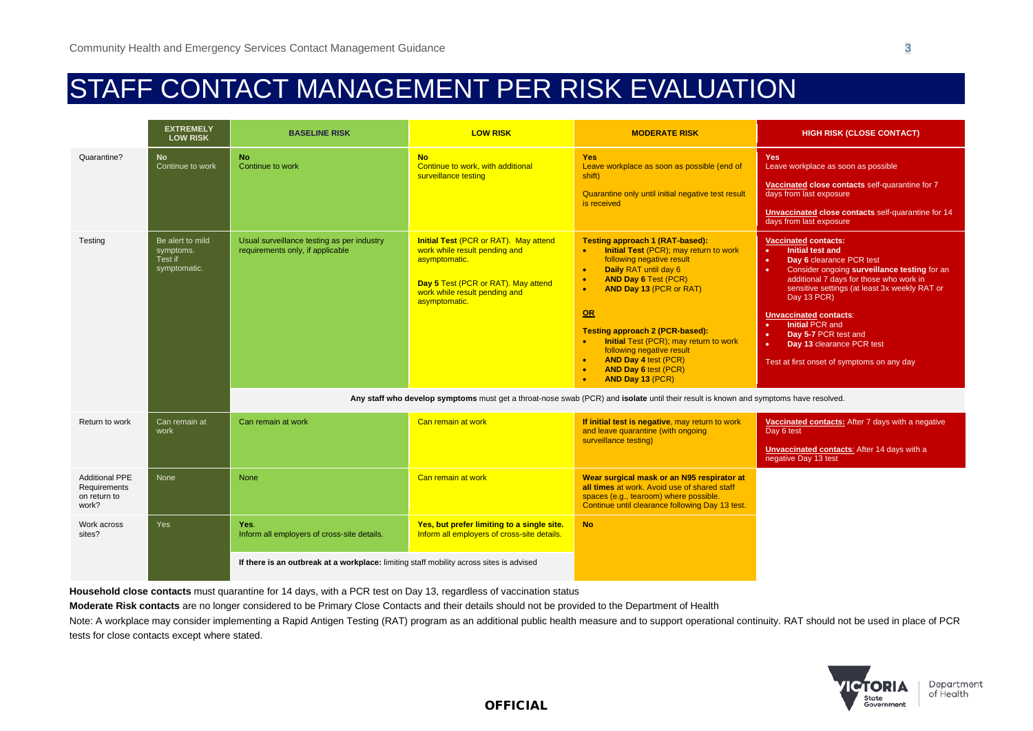# STAFF CONTACT MANAGEMENT PER RISK EVALUATION

| | EXTREMELY LOW RISK | BASELINE RISK | LOW RISK | MODERATE RISK | HIGH RISK (CLOSE CONTACT) |
|---|---|---|---|---|---|
| Quarantine? | **No**<br>Continue to work | **No**<br>Continue to work | **No**<br>Continue to work, with additional surveillance testing | **Yes**<br>Leave workplace as soon as possible (end of shift)<br><br>Quarantine only until initial negative test result is received | **Yes**<br>Leave workplace as soon as possible<br><br>**Vaccinated close contacts** self-quarantine for 7 days from last exposure<br><br>**Unvaccinated close contacts** self-quarantine for 14 days from last exposure |
| Testing | Be alert to mild symptoms. Test if symptomatic. | Usual surveillance testing as per industry requirements only, if applicable | **Initial Test** (PCR or RAT). May attend work while result pending and asymptomatic.<br><br>**Day 5** Test (PCR or RAT). May attend work while result pending and asymptomatic. | **Testing approach 1 (RAT-based):**<br>• **Initial Test** (PCR); may return to work following negative result<br>• **Daily** RAT until day 6<br>• **AND Day 6** Test (PCR)<br>• **AND Day 13** (PCR or RAT)<br><br>**OR**<br><br>**Testing approach 2 (PCR-based):**<br>• **Initial** Test (PCR); may return to work following negative result<br>• **AND Day 4** test (PCR)<br>• **AND Day 6** test (PCR)<br>• **AND Day 13** (PCR) | **Vaccinated contacts:**<br>• **Initial test and**<br>• **Day 6** clearance PCR test<br>• Consider ongoing **surveillance testing** for an additional 7 days for those who work in sensitive settings (at least 3x weekly RAT or Day 13 PCR)<br><br>**Unvaccinated contacts**:<br>• **Initial** PCR and<br>• **Day 5-7** PCR test and<br>• **Day 13** clearance PCR test<br><br>Test at first onset of symptoms on any day |
| | | **Any staff who develop symptoms** must get a throat-nose swab (PCR) and **isolate** until their result is known and symptoms have resolved. | | | |
| Return to work | Can remain at work | Can remain at work | Can remain at work | **If initial test is negative**, may return to work and leave quarantine (with ongoing surveillance testing) | **Vaccinated contacts:** After 7 days with a negative Day 6 test<br><br>**Unvaccinated contacts**: After 14 days with a negative Day 13 test |
| Additional PPE Requirements on return to work? | None | None | Can remain at work | **Wear surgical mask or an N95 respirator at all times** at work. Avoid use of shared staff spaces (e.g., tearoom) where possible. Continue until clearance following Day 13 test. | |
| Work across sites? | Yes | **Yes**.<br>Inform all employers of cross-site details. | **Yes, but prefer limiting to a single site.**<br>Inform all employers of cross-site details. | **No** | |
| | | **If there is an outbreak at a workplace:** limiting staff mobility across sites is advised | | | |

**Household close contacts** must quarantine for 14 days, with a PCR test on Day 13, regardless of vaccination status

**Moderate Risk contacts** are no longer considered to be Primary Close Contacts and their details should not be provided to the Department of Health

Note: A workplace may consider implementing a Rapid Antigen Testing (RAT) program as an additional public health measure and to support operational continuity. RAT should not be used in place of PCR tests for close contacts except where stated.

OFFICIAL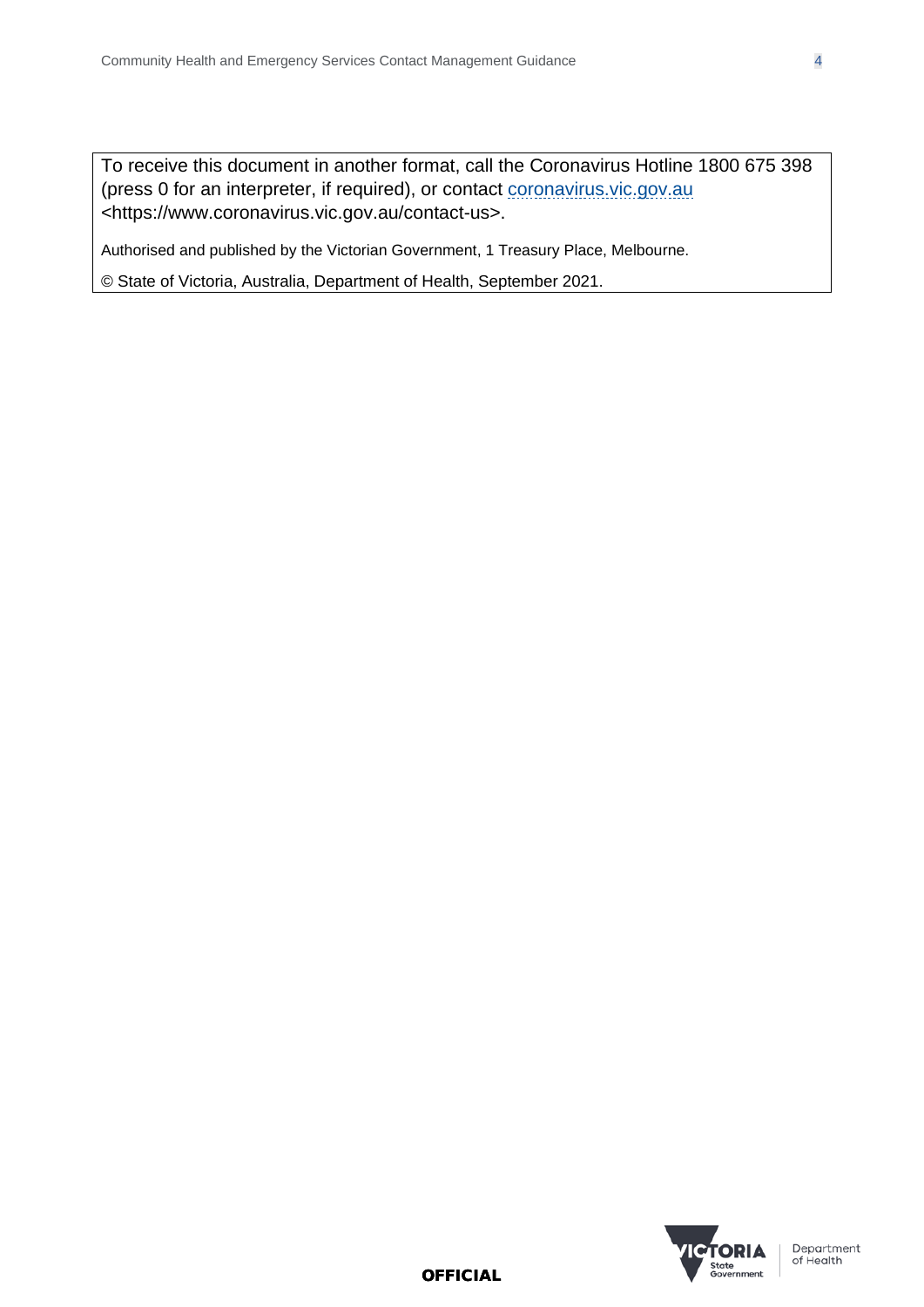To receive this document in another format, call the Coronavirus Hotline 1800 675 398 (press 0 for an interpreter, if required), or contact [coronavirus.vic.gov.au](https://www.coronavirus.vic.gov.au/contact-us) <https://www.coronavirus.vic.gov.au/contact-us>.

Authorised and published by the Victorian Government, 1 Treasury Place, Melbourne.

© State of Victoria, Australia, Department of Health, September 2021.

**OFFICIAL**